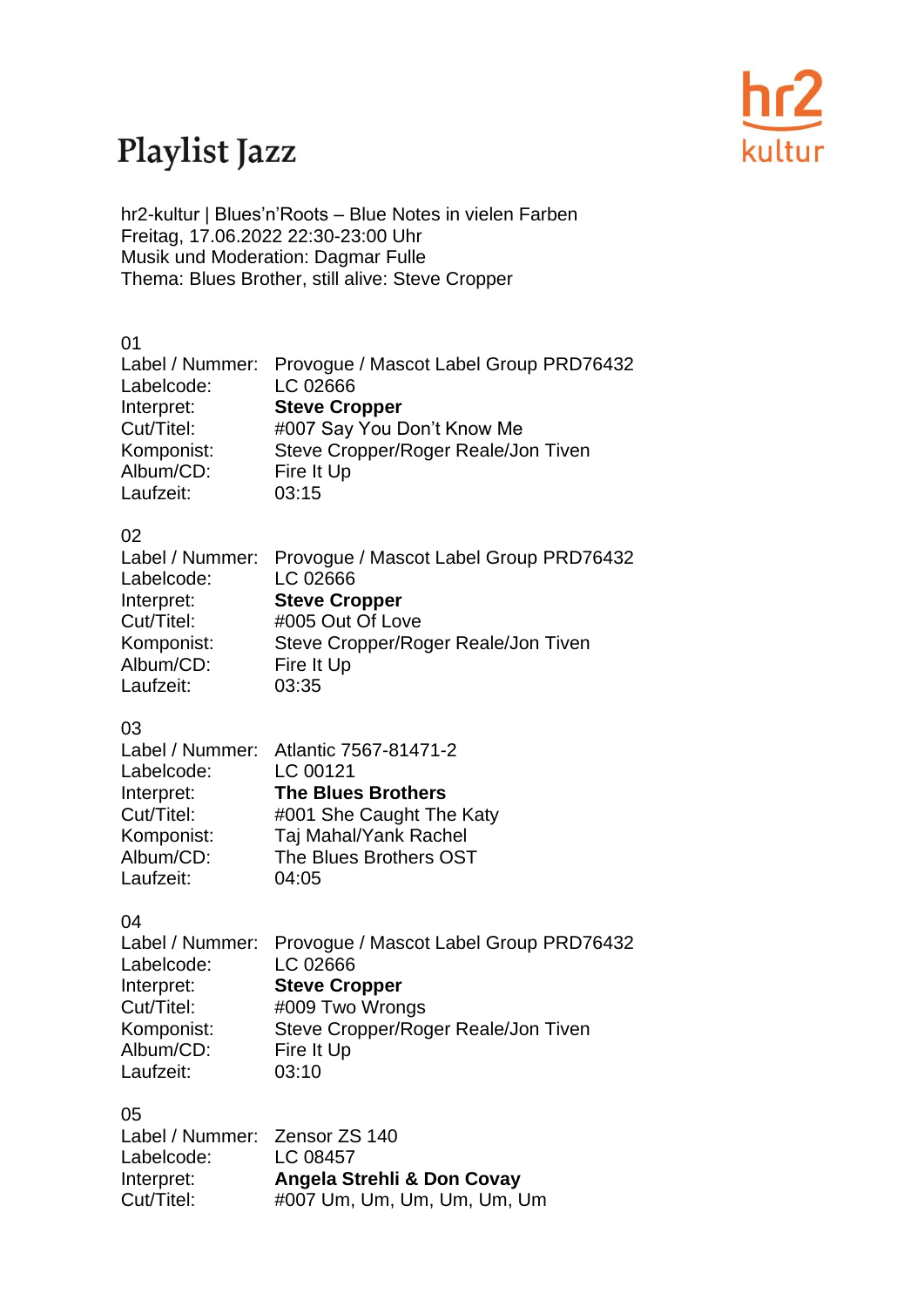# Playlist Jazz

hr2-kultur | Blues'n'Roots – Blue Notes in vielen Farben
Freitag, 17.06.2022 22:30-23:00 Uhr
Musik und Moderation: Dagmar Fulle
Thema: Blues Brother, still alive: Steve Cropper

01
Label / Nummer: Provogue / Mascot Label Group PRD76432
Labelcode: LC 02666
Interpret: **Steve Cropper**
Cut/Titel: #007 Say You Don't Know Me
Komponist: Steve Cropper/Roger Reale/Jon Tiven
Album/CD: Fire It Up
Laufzeit: 03:15

02
Label / Nummer: Provogue / Mascot Label Group PRD76432
Labelcode: LC 02666
Interpret: **Steve Cropper**
Cut/Titel: #005 Out Of Love
Komponist: Steve Cropper/Roger Reale/Jon Tiven
Album/CD: Fire It Up
Laufzeit: 03:35

03
Label / Nummer: Atlantic 7567-81471-2
Labelcode: LC 00121
Interpret: **The Blues Brothers**
Cut/Titel: #001 She Caught The Katy
Komponist: Taj Mahal/Yank Rachel
Album/CD: The Blues Brothers OST
Laufzeit: 04:05

04
Label / Nummer: Provogue / Mascot Label Group PRD76432
Labelcode: LC 02666
Interpret: **Steve Cropper**
Cut/Titel: #009 Two Wrongs
Komponist: Steve Cropper/Roger Reale/Jon Tiven
Album/CD: Fire It Up
Laufzeit: 03:10

05
Label / Nummer: Zensor ZS 140
Labelcode: LC 08457
Interpret: **Angela Strehli & Don Covay**
Cut/Titel: #007 Um, Um, Um, Um, Um, Um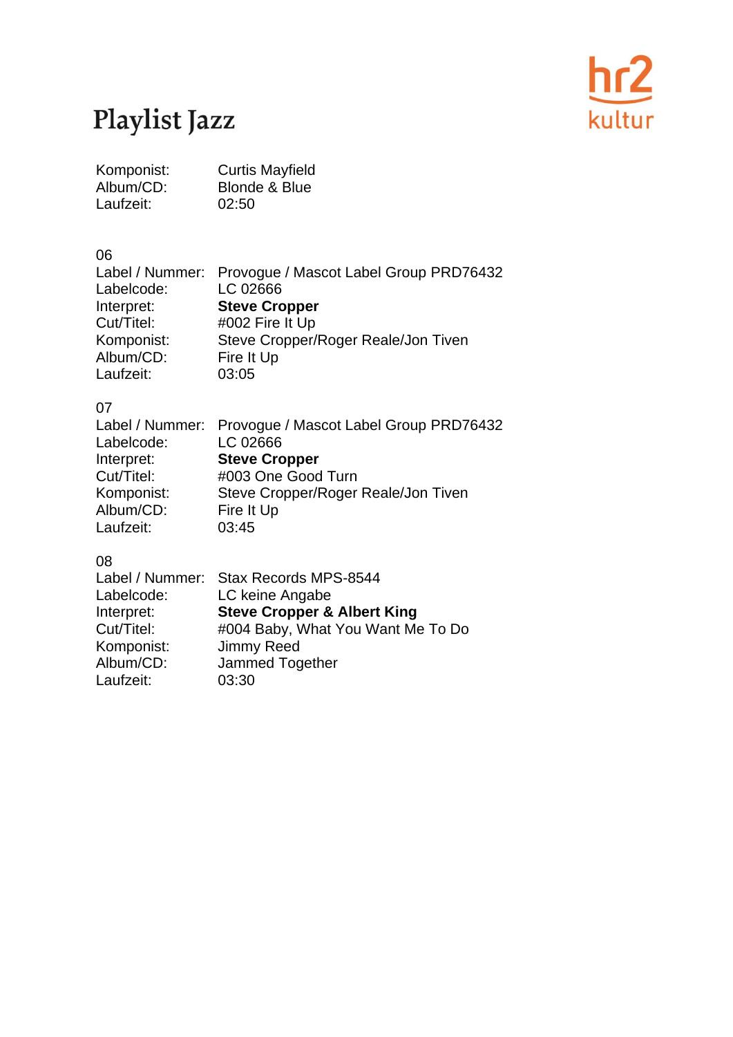# Playlist Jazz

hr2 kultur

Komponist: Curtis Mayfield
Album/CD: Blonde & Blue
Laufzeit: 02:50

06
Label / Nummer: Provogue / Mascot Label Group PRD76432
Labelcode: LC 02666
Interpret: **Steve Cropper**
Cut/Titel: #002 Fire It Up
Komponist: Steve Cropper/Roger Reale/Jon Tiven
Album/CD: Fire It Up
Laufzeit: 03:05

07
Label / Nummer: Provogue / Mascot Label Group PRD76432
Labelcode: LC 02666
Interpret: **Steve Cropper**
Cut/Titel: #003 One Good Turn
Komponist: Steve Cropper/Roger Reale/Jon Tiven
Album/CD: Fire It Up
Laufzeit: 03:45

08
Label / Nummer: Stax Records MPS-8544
Labelcode: LC keine Angabe
Interpret: **Steve Cropper & Albert King**
Cut/Titel: #004 Baby, What You Want Me To Do
Komponist: Jimmy Reed
Album/CD: Jammed Together
Laufzeit: 03:30